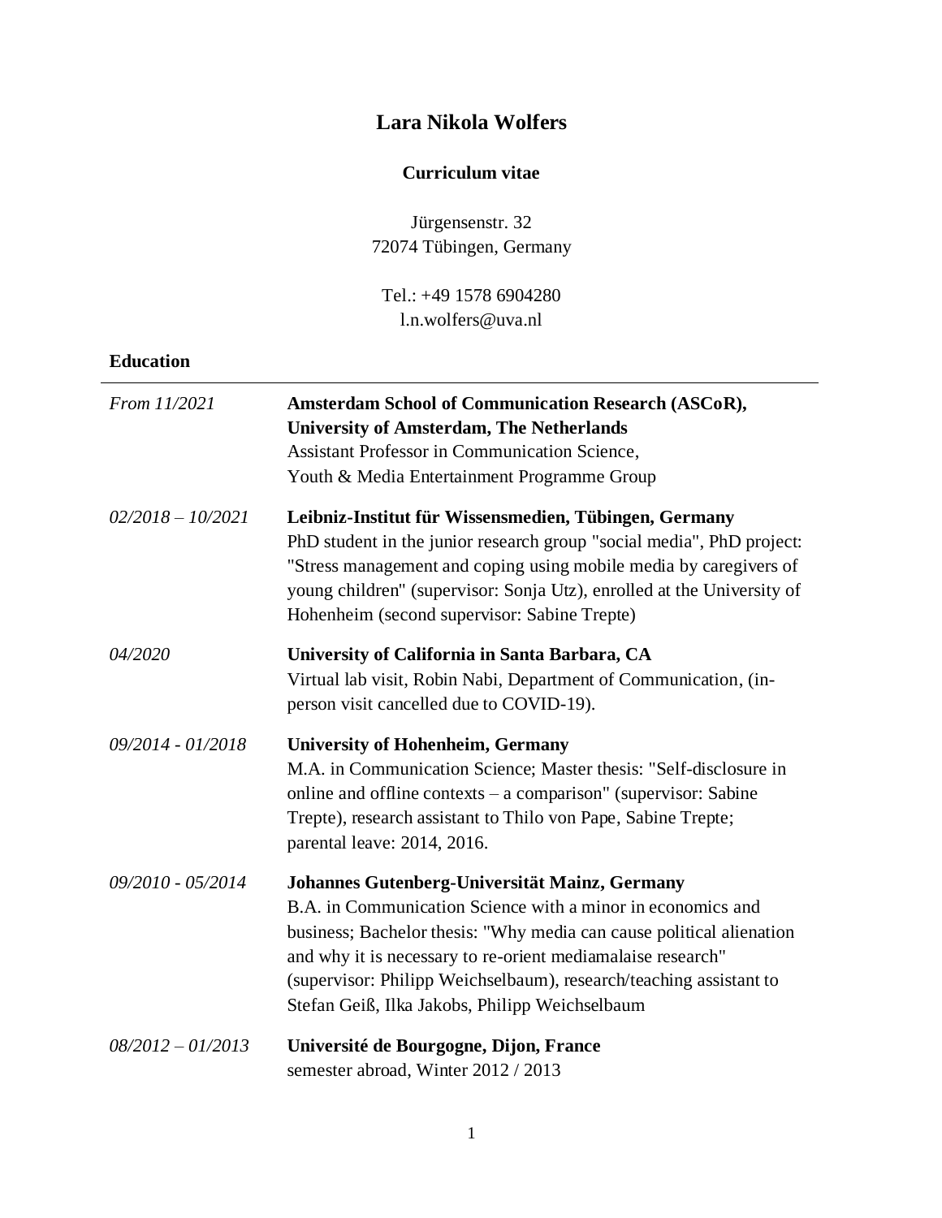# Lara Nikola Wolfers

**Curriculum vitae**

Jürgensenstr. 32
72074 Tübingen, Germany

Tel.: +49 1578 6904280
l.n.wolfers@uva.nl

## Education

| | |
|---|---|
| *From 11/2021* | **Amsterdam School of Communication Research (ASCoR), University of Amsterdam, The Netherlands**<br>Assistant Professor in Communication Science,<br>Youth & Media Entertainment Programme Group |
| *02/2018 – 10/2021* | **Leibniz-Institut für Wissensmedien, Tübingen, Germany**<br>PhD student in the junior research group "social media", PhD project: "Stress management and coping using mobile media by caregivers of young children" (supervisor: Sonja Utz), enrolled at the University of Hohenheim (second supervisor: Sabine Trepte) |
| *04/2020* | **University of California in Santa Barbara, CA**<br>Virtual lab visit, Robin Nabi, Department of Communication, (in-person visit cancelled due to COVID-19). |
| *09/2014 - 01/2018* | **University of Hohenheim, Germany**<br>M.A. in Communication Science; Master thesis: "Self-disclosure in online and offline contexts – a comparison" (supervisor: Sabine Trepte), research assistant to Thilo von Pape, Sabine Trepte; parental leave: 2014, 2016. |
| *09/2010 - 05/2014* | **Johannes Gutenberg-Universität Mainz, Germany**<br>B.A. in Communication Science with a minor in economics and business; Bachelor thesis: "Why media can cause political alienation and why it is necessary to re-orient mediamalaise research" (supervisor: Philipp Weichselbaum), research/teaching assistant to Stefan Geiß, Ilka Jakobs, Philipp Weichselbaum |
| *08/2012 – 01/2013* | **Université de Bourgogne, Dijon, France**<br>semester abroad, Winter 2012 / 2013 |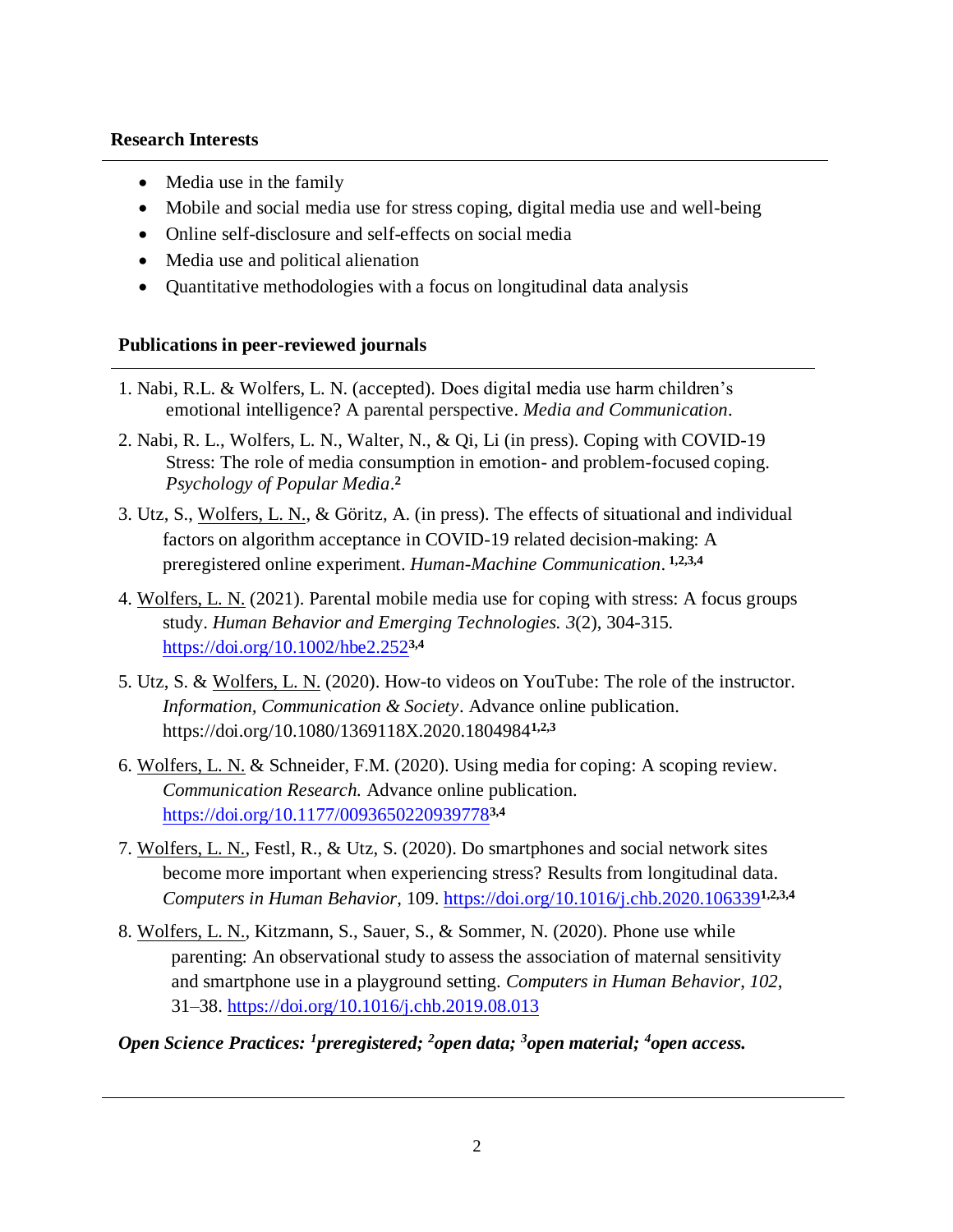## Research Interests

- Media use in the family
- Mobile and social media use for stress coping, digital media use and well-being
- Online self-disclosure and self-effects on social media
- Media use and political alienation
- Quantitative methodologies with a focus on longitudinal data analysis

## Publications in peer-reviewed journals

1. Nabi, R.L. & Wolfers, L. N. (accepted). Does digital media use harm children's emotional intelligence? A parental perspective. *Media and Communication*.
2. Nabi, R. L., Wolfers, L. N., Walter, N., & Qi, Li (in press). Coping with COVID-19 Stress: The role of media consumption in emotion- and problem-focused coping. *Psychology of Popular Media*.[2]
3. Utz, S., Wolfers, L. N., & Göritz, A. (in press). The effects of situational and individual factors on algorithm acceptance in COVID-19 related decision-making: A preregistered online experiment. *Human-Machine Communication*. [1,2,3,4]
4. Wolfers, L. N. (2021). Parental mobile media use for coping with stress: A focus groups study. *Human Behavior and Emerging Technologies. 3*(2), 304-315. https://doi.org/10.1002/hbe2.252[3,4]
5. Utz, S. & Wolfers, L. N. (2020). How-to videos on YouTube: The role of the instructor. *Information, Communication & Society*. Advance online publication. https://doi.org/10.1080/1369118X.2020.1804984[1,2,3]
6. Wolfers, L. N. & Schneider, F.M. (2020). Using media for coping: A scoping review. *Communication Research.* Advance online publication. https://doi.org/10.1177/0093650220939778[3,4]
7. Wolfers, L. N., Festl, R., & Utz, S. (2020). Do smartphones and social network sites become more important when experiencing stress? Results from longitudinal data. *Computers in Human Behavior*, 109. https://doi.org/10.1016/j.chb.2020.106339[1,2,3,4]
8. Wolfers, L. N., Kitzmann, S., Sauer, S., & Sommer, N. (2020). Phone use while parenting: An observational study to assess the association of maternal sensitivity and smartphone use in a playground setting. *Computers in Human Behavior*, *102*, 31–38. https://doi.org/10.1016/j.chb.2019.08.013

***Open Science Practices: [1]preregistered; [2]open data; [3]open material; [4]open access.***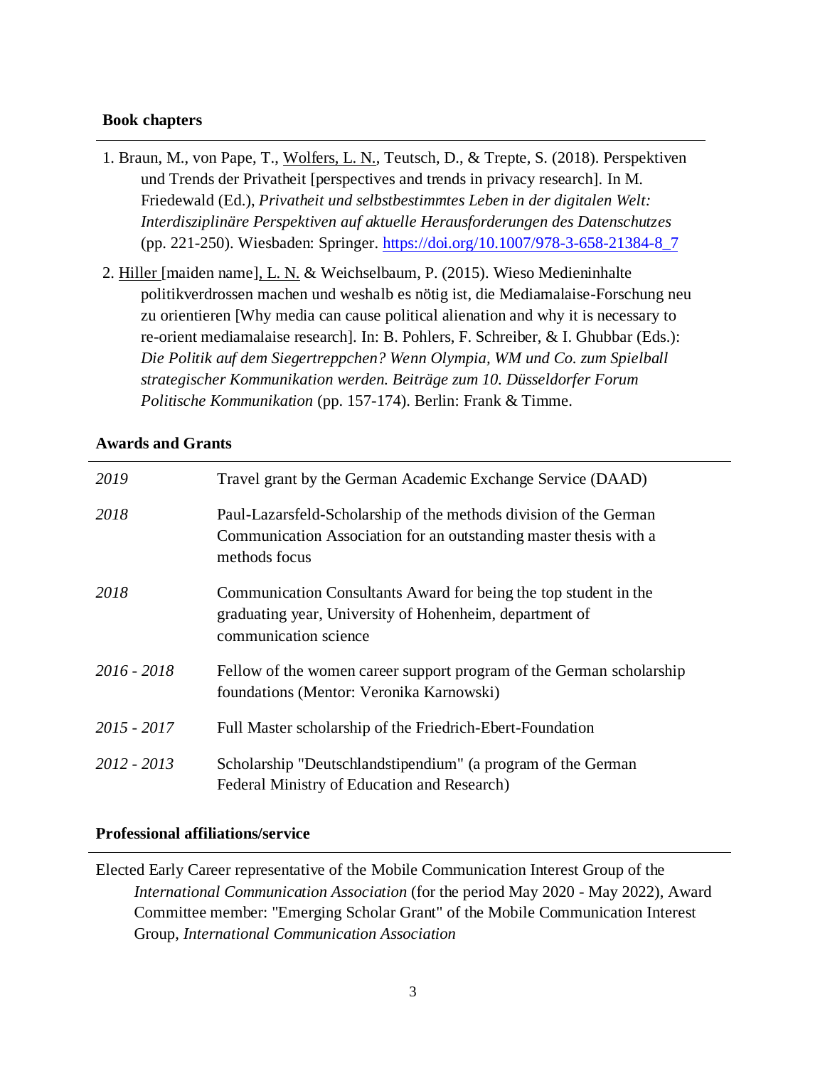### Book chapters

1. Braun, M., von Pape, T., <u>Wolfers, L. N.</u>, Teutsch, D., & Trepte, S. (2018). Perspektiven und Trends der Privatheit [perspectives and trends in privacy research]. In M. Friedewald (Ed.), *Privatheit und selbstbestimmtes Leben in der digitalen Welt: Interdisziplinäre Perspektiven auf aktuelle Herausforderungen des Datenschutzes* (pp. 221-250). Wiesbaden: Springer. https://doi.org/10.1007/978-3-658-21384-8_7

2. <u>Hiller</u> [maiden name]<u>, L. N.</u> & Weichselbaum, P. (2015). Wieso Medieninhalte politikverdrossen machen und weshalb es nötig ist, die Mediamalaise-Forschung neu zu orientieren [Why media can cause political alienation and why it is necessary to re-orient mediamalaise research]. In: B. Pohlers, F. Schreiber, & I. Ghubbar (Eds.): *Die Politik auf dem Siegertreppchen? Wenn Olympia, WM und Co. zum Spielball strategischer Kommunikation werden. Beiträge zum 10. Düsseldorfer Forum Politische Kommunikation* (pp. 157-174). Berlin: Frank & Timme.

### Awards and Grants

| | |
|---|---|
| *2019* | Travel grant by the German Academic Exchange Service (DAAD) |
| *2018* | Paul-Lazarsfeld-Scholarship of the methods division of the German Communication Association for an outstanding master thesis with a methods focus |
| *2018* | Communication Consultants Award for being the top student in the graduating year, University of Hohenheim, department of communication science |
| *2016 - 2018* | Fellow of the women career support program of the German scholarship foundations (Mentor: Veronika Karnowski) |
| *2015 - 2017* | Full Master scholarship of the Friedrich-Ebert-Foundation |
| *2012 - 2013* | Scholarship "Deutschlandstipendium" (a program of the German Federal Ministry of Education and Research) |

### Professional affiliations/service

Elected Early Career representative of the Mobile Communication Interest Group of the *International Communication Association* (for the period May 2020 - May 2022), Award Committee member: "Emerging Scholar Grant" of the Mobile Communication Interest Group, *International Communication Association*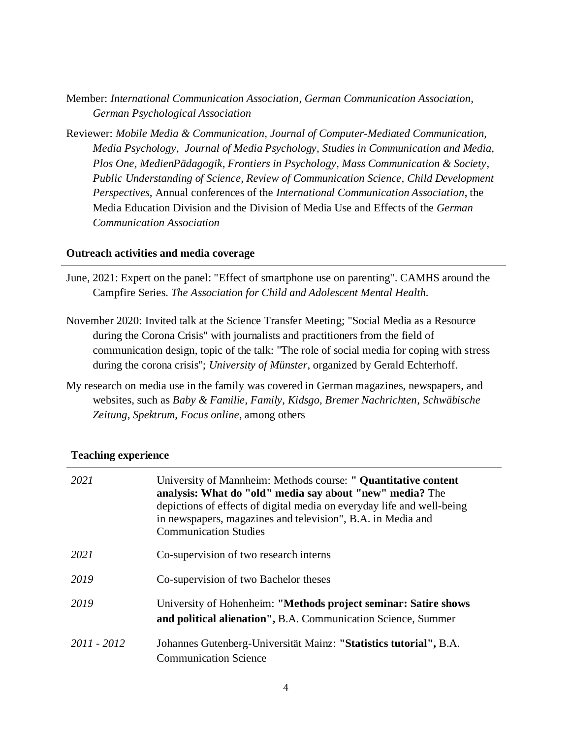Member: *International Communication Association*, *German Communication Association, German Psychological Association*

Reviewer: *Mobile Media & Communication*, *Journal of Computer-Mediated Communication*, *Media Psychology*, *Journal of Media Psychology, Studies in Communication and Media, Plos One, MedienPädagogik, Frontiers in Psychology*, *Mass Communication & Society*, *Public Understanding of Science, Review of Communication Science, Child Development Perspectives*, Annual conferences of the *International Communication Association*, the Media Education Division and the Division of Media Use and Effects of the *German Communication Association*

## Outreach activities and media coverage

June, 2021: Expert on the panel: "Effect of smartphone use on parenting". CAMHS around the Campfire Series. *The Association for Child and Adolescent Mental Health.*

November 2020: Invited talk at the Science Transfer Meeting; "Social Media as a Resource during the Corona Crisis" with journalists and practitioners from the field of communication design, topic of the talk: "The role of social media for coping with stress during the corona crisis"; *University of Münster*, organized by Gerald Echterhoff.

My research on media use in the family was covered in German magazines, newspapers, and websites, such as *Baby & Familie*, *Family*, *Kidsgo, Bremer Nachrichten*, *Schwäbische Zeitung*, *Spektrum*, *Focus online*, among others

## Teaching experience

| | |
|---|---|
| *2021* | University of Mannheim: Methods course: **" Quantitative content analysis: What do "old" media say about "new" media?** The depictions of effects of digital media on everyday life and well-being in newspapers, magazines and television", B.A. in Media and Communication Studies |
| *2021* | Co-supervision of two research interns |
| *2019* | Co-supervision of two Bachelor theses |
| *2019* | University of Hohenheim: **"Methods project seminar: Satire shows and political alienation",** B.A. Communication Science, Summer |
| *2011 - 2012* | Johannes Gutenberg-Universität Mainz: **"Statistics tutorial",** B.A. Communication Science |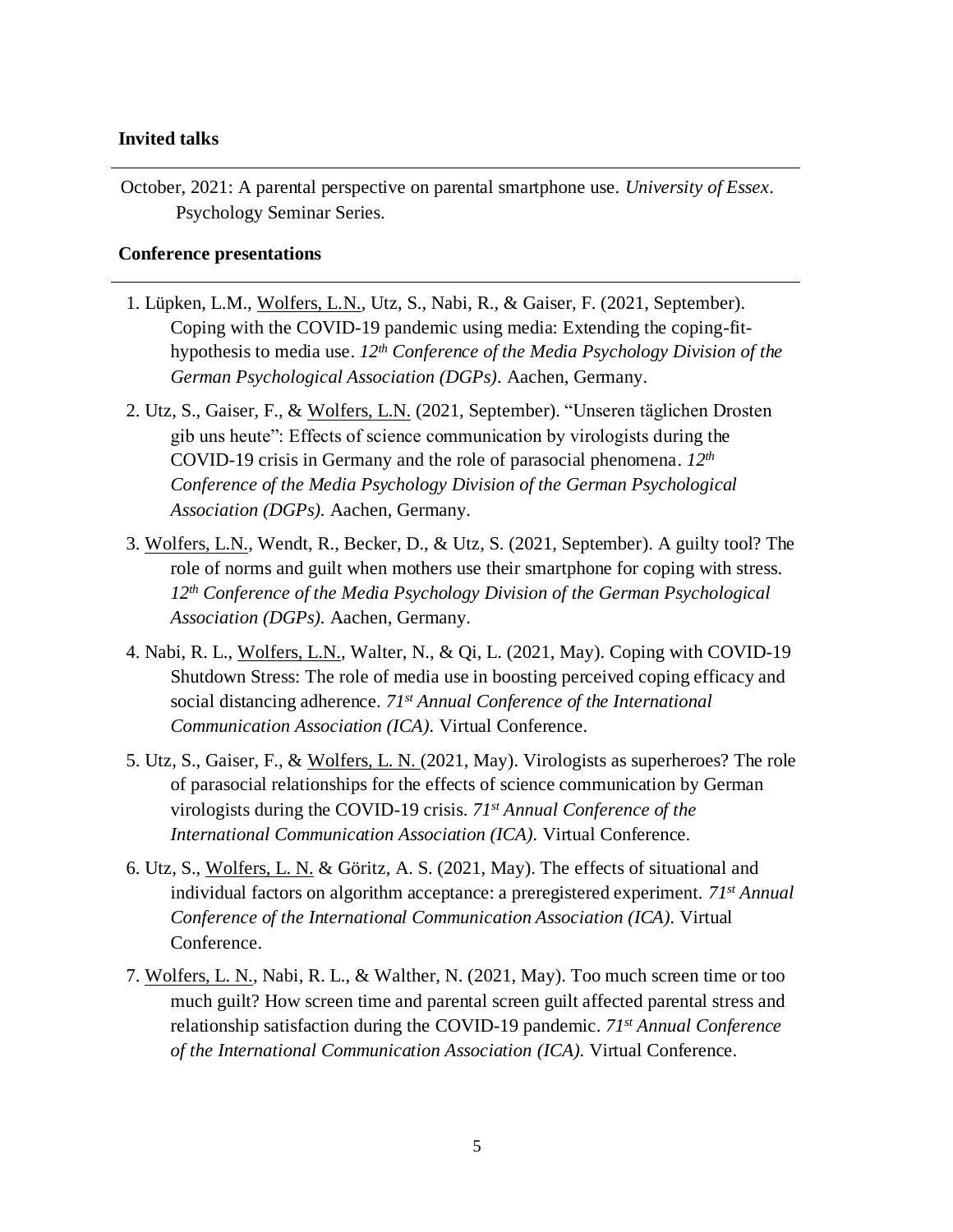### Invited talks

October, 2021: A parental perspective on parental smartphone use. *University of Essex*. Psychology Seminar Series.

### Conference presentations

1. Lüpken, L.M., Wolfers, L.N., Utz, S., Nabi, R., & Gaiser, F. (2021, September). Coping with the COVID-19 pandemic using media: Extending the coping-fit-hypothesis to media use. *12th Conference of the Media Psychology Division of the German Psychological Association (DGPs).* Aachen, Germany.
2. Utz, S., Gaiser, F., & Wolfers, L.N. (2021, September). "Unseren täglichen Drosten gib uns heute": Effects of science communication by virologists during the COVID-19 crisis in Germany and the role of parasocial phenomena. *12th Conference of the Media Psychology Division of the German Psychological Association (DGPs).* Aachen, Germany.
3. Wolfers, L.N., Wendt, R., Becker, D., & Utz, S. (2021, September). A guilty tool? The role of norms and guilt when mothers use their smartphone for coping with stress. *12th Conference of the Media Psychology Division of the German Psychological Association (DGPs).* Aachen, Germany.
4. Nabi, R. L., Wolfers, L.N., Walter, N., & Qi, L. (2021, May). Coping with COVID-19 Shutdown Stress: The role of media use in boosting perceived coping efficacy and social distancing adherence. *71st Annual Conference of the International Communication Association (ICA).* Virtual Conference.
5. Utz, S., Gaiser, F., & Wolfers, L. N. (2021, May). Virologists as superheroes? The role of parasocial relationships for the effects of science communication by German virologists during the COVID-19 crisis. *71st Annual Conference of the International Communication Association (ICA).* Virtual Conference.
6. Utz, S., Wolfers, L. N. & Göritz, A. S. (2021, May). The effects of situational and individual factors on algorithm acceptance: a preregistered experiment. *71st Annual Conference of the International Communication Association (ICA).* Virtual Conference.
7. Wolfers, L. N., Nabi, R. L., & Walther, N. (2021, May). Too much screen time or too much guilt? How screen time and parental screen guilt affected parental stress and relationship satisfaction during the COVID-19 pandemic. *71st Annual Conference of the International Communication Association (ICA).* Virtual Conference.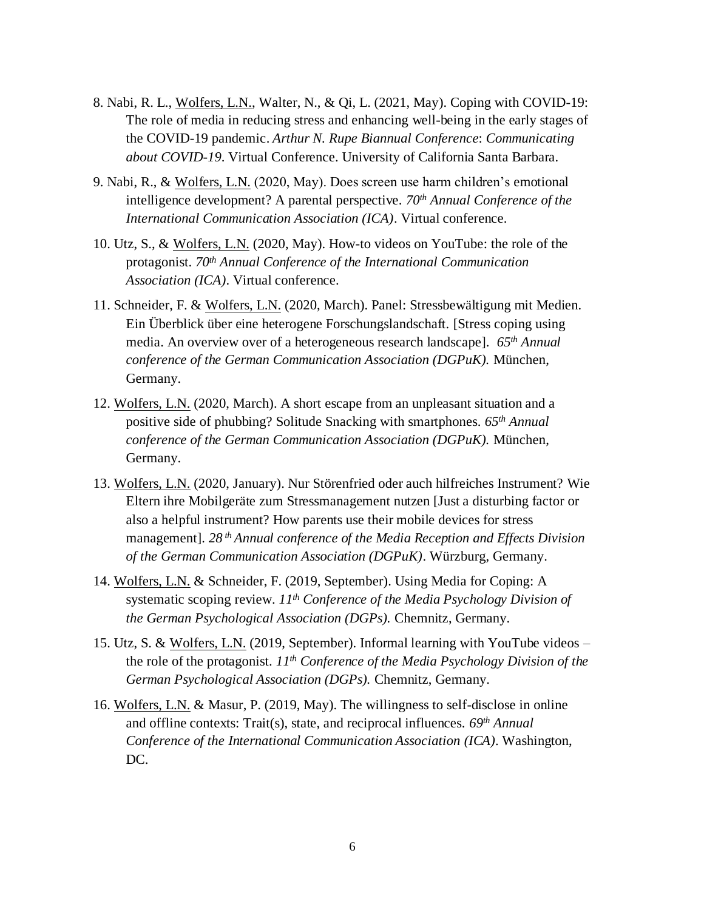8. Nabi, R. L., Wolfers, L.N., Walter, N., & Qi, L. (2021, May). Coping with COVID-19: The role of media in reducing stress and enhancing well-being in the early stages of the COVID-19 pandemic. *Arthur N. Rupe Biannual Conference*: *Communicating about COVID-19*. Virtual Conference. University of California Santa Barbara.

9. Nabi, R., & Wolfers, L.N. (2020, May). Does screen use harm children's emotional intelligence development? A parental perspective. *70th Annual Conference of the International Communication Association (ICA)*. Virtual conference.

10. Utz, S., & Wolfers, L.N. (2020, May). How-to videos on YouTube: the role of the protagonist. *70th Annual Conference of the International Communication Association (ICA)*. Virtual conference.

11. Schneider, F. & Wolfers, L.N. (2020, March). Panel: Stressbewältigung mit Medien. Ein Überblick über eine heterogene Forschungslandschaft. [Stress coping using media. An overview over of a heterogeneous research landscape]. *65th Annual conference of the German Communication Association (DGPuK).* München, Germany.

12. Wolfers, L.N. (2020, March). A short escape from an unpleasant situation and a positive side of phubbing? Solitude Snacking with smartphones. *65th Annual conference of the German Communication Association (DGPuK).* München, Germany.

13. Wolfers, L.N. (2020, January). Nur Störenfried oder auch hilfreiches Instrument? Wie Eltern ihre Mobilgeräte zum Stressmanagement nutzen [Just a disturbing factor or also a helpful instrument? How parents use their mobile devices for stress management]. *28th Annual conference of the Media Reception and Effects Division of the German Communication Association (DGPuK)*. Würzburg, Germany.

14. Wolfers, L.N. & Schneider, F. (2019, September). Using Media for Coping: A systematic scoping review. *11th Conference of the Media Psychology Division of the German Psychological Association (DGPs).* Chemnitz, Germany.

15. Utz, S. & Wolfers, L.N. (2019, September). Informal learning with YouTube videos – the role of the protagonist. *11th Conference of the Media Psychology Division of the German Psychological Association (DGPs).* Chemnitz, Germany.

16. Wolfers, L.N. & Masur, P. (2019, May). The willingness to self-disclose in online and offline contexts: Trait(s), state, and reciprocal influences. *69th Annual Conference of the International Communication Association (ICA)*. Washington, DC.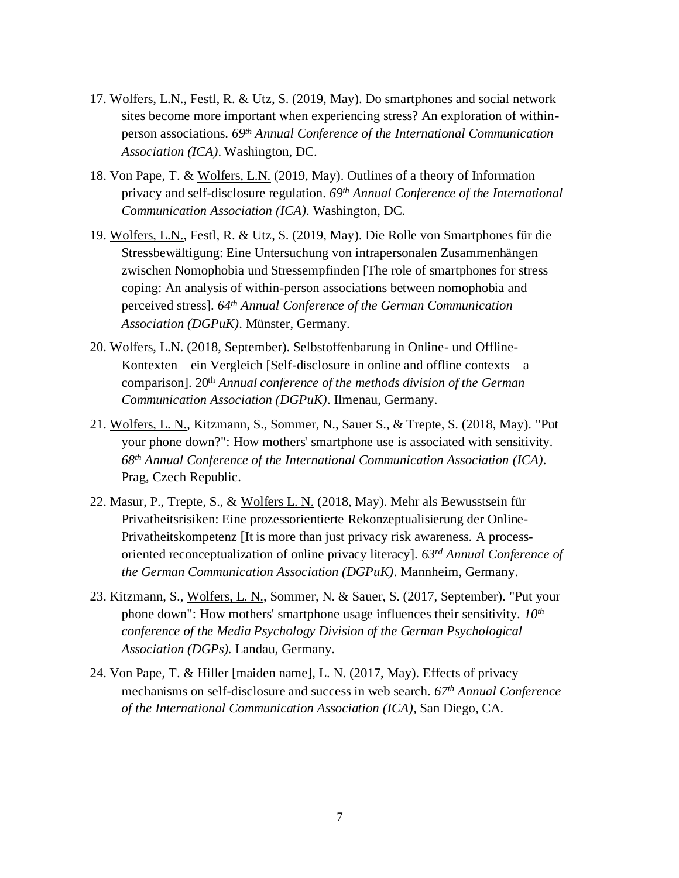17. Wolfers, L.N., Festl, R. & Utz, S. (2019, May). Do smartphones and social network sites become more important when experiencing stress? An exploration of within-person associations. *69th Annual Conference of the International Communication Association (ICA)*. Washington, DC.

18. Von Pape, T. & Wolfers, L.N. (2019, May). Outlines of a theory of Information privacy and self-disclosure regulation. *69th Annual Conference of the International Communication Association (ICA)*. Washington, DC.

19. Wolfers, L.N., Festl, R. & Utz, S. (2019, May). Die Rolle von Smartphones für die Stressbewältigung: Eine Untersuchung von intrapersonalen Zusammenhängen zwischen Nomophobia und Stressempfinden [The role of smartphones for stress coping: An analysis of within-person associations between nomophobia and perceived stress]. *64th Annual Conference of the German Communication Association (DGPuK)*. Münster, Germany.

20. Wolfers, L.N. (2018, September). Selbstoffenbarung in Online- und Offline-Kontexten – ein Vergleich [Self-disclosure in online and offline contexts – a comparison]. 20th *Annual conference of the methods division of the German Communication Association (DGPuK)*. Ilmenau, Germany.

21. Wolfers, L. N., Kitzmann, S., Sommer, N., Sauer S., & Trepte, S. (2018, May). "Put your phone down?": How mothers' smartphone use is associated with sensitivity. *68th Annual Conference of the International Communication Association (ICA)*. Prag, Czech Republic.

22. Masur, P., Trepte, S., & Wolfers L. N. (2018, May). Mehr als Bewusstsein für Privatheitsrisiken: Eine prozessorientierte Rekonzeptualisierung der Online-Privatheitskompetenz [It is more than just privacy risk awareness. A process-oriented reconceptualization of online privacy literacy]. *63rd Annual Conference of the German Communication Association (DGPuK)*. Mannheim, Germany.

23. Kitzmann, S., Wolfers, L. N., Sommer, N. & Sauer, S. (2017, September). "Put your phone down": How mothers' smartphone usage influences their sensitivity. *10th conference of the Media Psychology Division of the German Psychological Association (DGPs).* Landau, Germany.

24. Von Pape, T. & Hiller [maiden name], L. N. (2017, May). Effects of privacy mechanisms on self-disclosure and success in web search. *67th Annual Conference of the International Communication Association (ICA)*, San Diego, CA.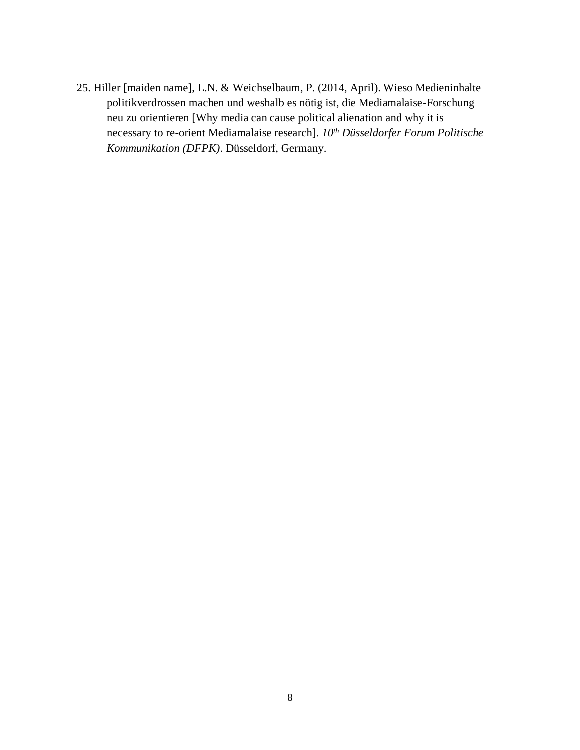25. Hiller [maiden name], L.N. & Weichselbaum, P. (2014, April). Wieso Medieninhalte politikverdrossen machen und weshalb es nötig ist, die Mediamalaise-Forschung neu zu orientieren [Why media can cause political alienation and why it is necessary to re-orient Mediamalaise research]. *10th Düsseldorfer Forum Politische Kommunikation (DFPK)*. Düsseldorf, Germany.